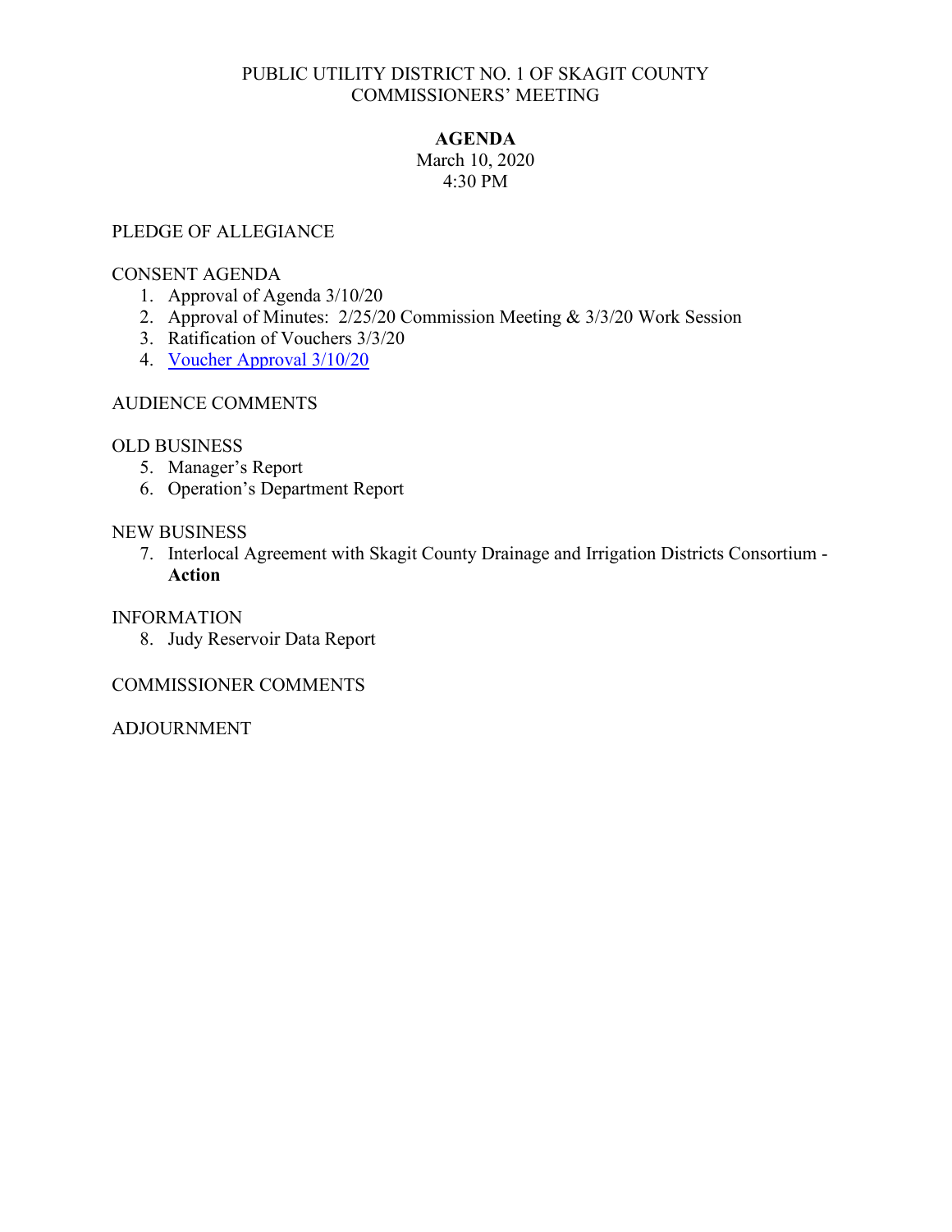PUBLIC UTILITY DISTRICT NO. 1 OF SKAGIT COUNTY
COMMISSIONERS' MEETING

**AGENDA**
March 10, 2020
4:30 PM

PLEDGE OF ALLEGIANCE

CONSENT AGENDA

1. Approval of Agenda 3/10/20
2. Approval of Minutes: 2/25/20 Commission Meeting & 3/3/20 Work Session
3. Ratification of Vouchers 3/3/20
4. Voucher Approval 3/10/20

AUDIENCE COMMENTS

OLD BUSINESS

5. Manager's Report
6. Operation's Department Report

NEW BUSINESS

7. Interlocal Agreement with Skagit County Drainage and Irrigation Districts Consortium - **Action**

INFORMATION

8. Judy Reservoir Data Report

COMMISSIONER COMMENTS

ADJOURNMENT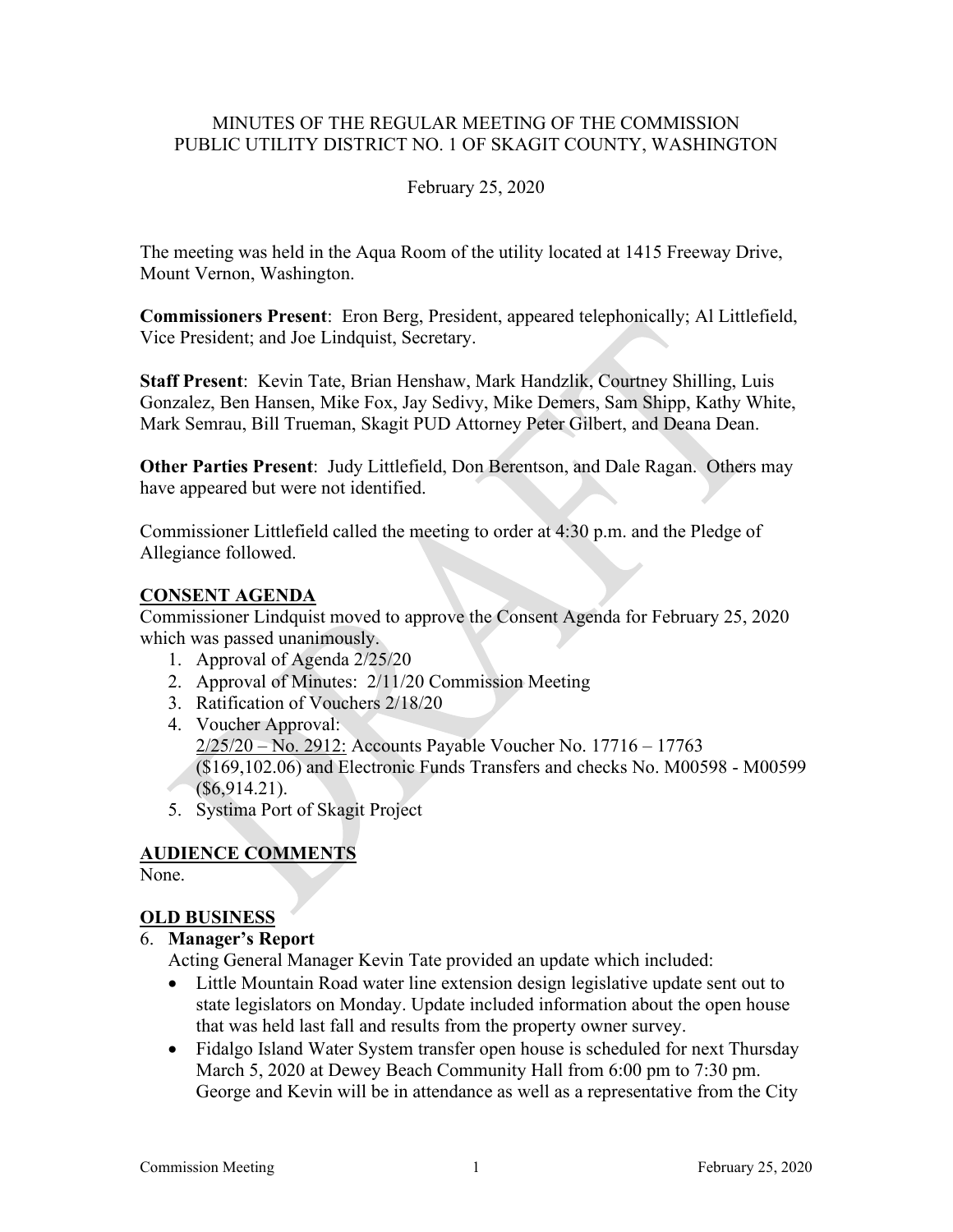MINUTES OF THE REGULAR MEETING OF THE COMMISSION
PUBLIC UTILITY DISTRICT NO. 1 OF SKAGIT COUNTY, WASHINGTON

February 25, 2020

The meeting was held in the Aqua Room of the utility located at 1415 Freeway Drive, Mount Vernon, Washington.

**Commissioners Present**: Eron Berg, President, appeared telephonically; Al Littlefield, Vice President; and Joe Lindquist, Secretary.

**Staff Present**: Kevin Tate, Brian Henshaw, Mark Handzlik, Courtney Shilling, Luis Gonzalez, Ben Hansen, Mike Fox, Jay Sedivy, Mike Demers, Sam Shipp, Kathy White, Mark Semrau, Bill Trueman, Skagit PUD Attorney Peter Gilbert, and Deana Dean.

**Other Parties Present**: Judy Littlefield, Don Berentson, and Dale Ragan. Others may have appeared but were not identified.

Commissioner Littlefield called the meeting to order at 4:30 p.m. and the Pledge of Allegiance followed.

## CONSENT AGENDA

Commissioner Lindquist moved to approve the Consent Agenda for February 25, 2020 which was passed unanimously.

1. Approval of Agenda 2/25/20
2. Approval of Minutes: 2/11/20 Commission Meeting
3. Ratification of Vouchers 2/18/20
4. Voucher Approval:
   2/25/20 – No. 2912: Accounts Payable Voucher No. 17716 – 17763 ($169,102.06) and Electronic Funds Transfers and checks No. M00598 - M00599 ($6,914.21).
5. Systima Port of Skagit Project

## AUDIENCE COMMENTS

None.

## OLD BUSINESS

6. **Manager's Report**
   Acting General Manager Kevin Tate provided an update which included:
   - Little Mountain Road water line extension design legislative update sent out to state legislators on Monday. Update included information about the open house that was held last fall and results from the property owner survey.
   - Fidalgo Island Water System transfer open house is scheduled for next Thursday March 5, 2020 at Dewey Beach Community Hall from 6:00 pm to 7:30 pm. George and Kevin will be in attendance as well as a representative from the City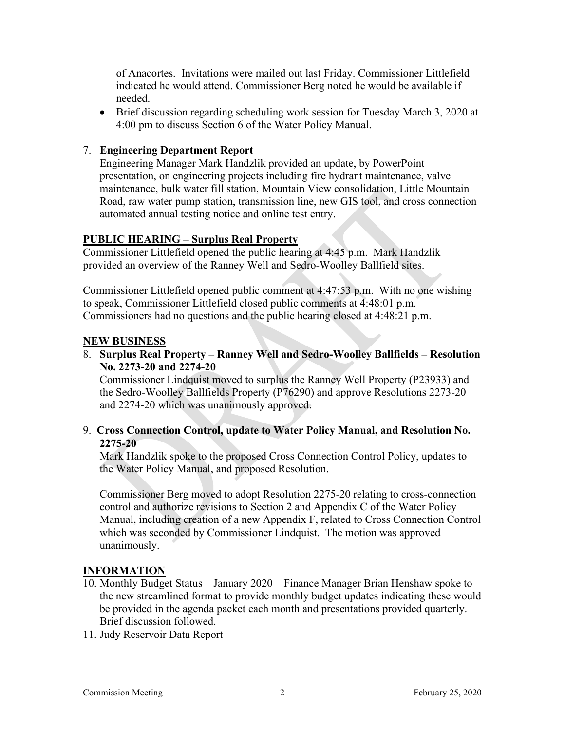of Anacortes. Invitations were mailed out last Friday. Commissioner Littlefield indicated he would attend. Commissioner Berg noted he would be available if needed.

- Brief discussion regarding scheduling work session for Tuesday March 3, 2020 at 4:00 pm to discuss Section 6 of the Water Policy Manual.

7. **Engineering Department Report**

   Engineering Manager Mark Handzlik provided an update, by PowerPoint presentation, on engineering projects including fire hydrant maintenance, valve maintenance, bulk water fill station, Mountain View consolidation, Little Mountain Road, raw water pump station, transmission line, new GIS tool, and cross connection automated annual testing notice and online test entry.

## PUBLIC HEARING – Surplus Real Property

Commissioner Littlefield opened the public hearing at 4:45 p.m. Mark Handzlik provided an overview of the Ranney Well and Sedro-Woolley Ballfield sites.

Commissioner Littlefield opened public comment at 4:47:53 p.m. With no one wishing to speak, Commissioner Littlefield closed public comments at 4:48:01 p.m. Commissioners had no questions and the public hearing closed at 4:48:21 p.m.

## NEW BUSINESS

8. **Surplus Real Property – Ranney Well and Sedro-Woolley Ballfields – Resolution No. 2273-20 and 2274-20**

   Commissioner Lindquist moved to surplus the Ranney Well Property (P23933) and the Sedro-Woolley Ballfields Property (P76290) and approve Resolutions 2273-20 and 2274-20 which was unanimously approved.

9. **Cross Connection Control, update to Water Policy Manual, and Resolution No. 2275-20**

   Mark Handzlik spoke to the proposed Cross Connection Control Policy, updates to the Water Policy Manual, and proposed Resolution.

   Commissioner Berg moved to adopt Resolution 2275-20 relating to cross-connection control and authorize revisions to Section 2 and Appendix C of the Water Policy Manual, including creation of a new Appendix F, related to Cross Connection Control which was seconded by Commissioner Lindquist. The motion was approved unanimously.

## INFORMATION

10. Monthly Budget Status – January 2020 – Finance Manager Brian Henshaw spoke to the new streamlined format to provide monthly budget updates indicating these would be provided in the agenda packet each month and presentations provided quarterly. Brief discussion followed.
11. Judy Reservoir Data Report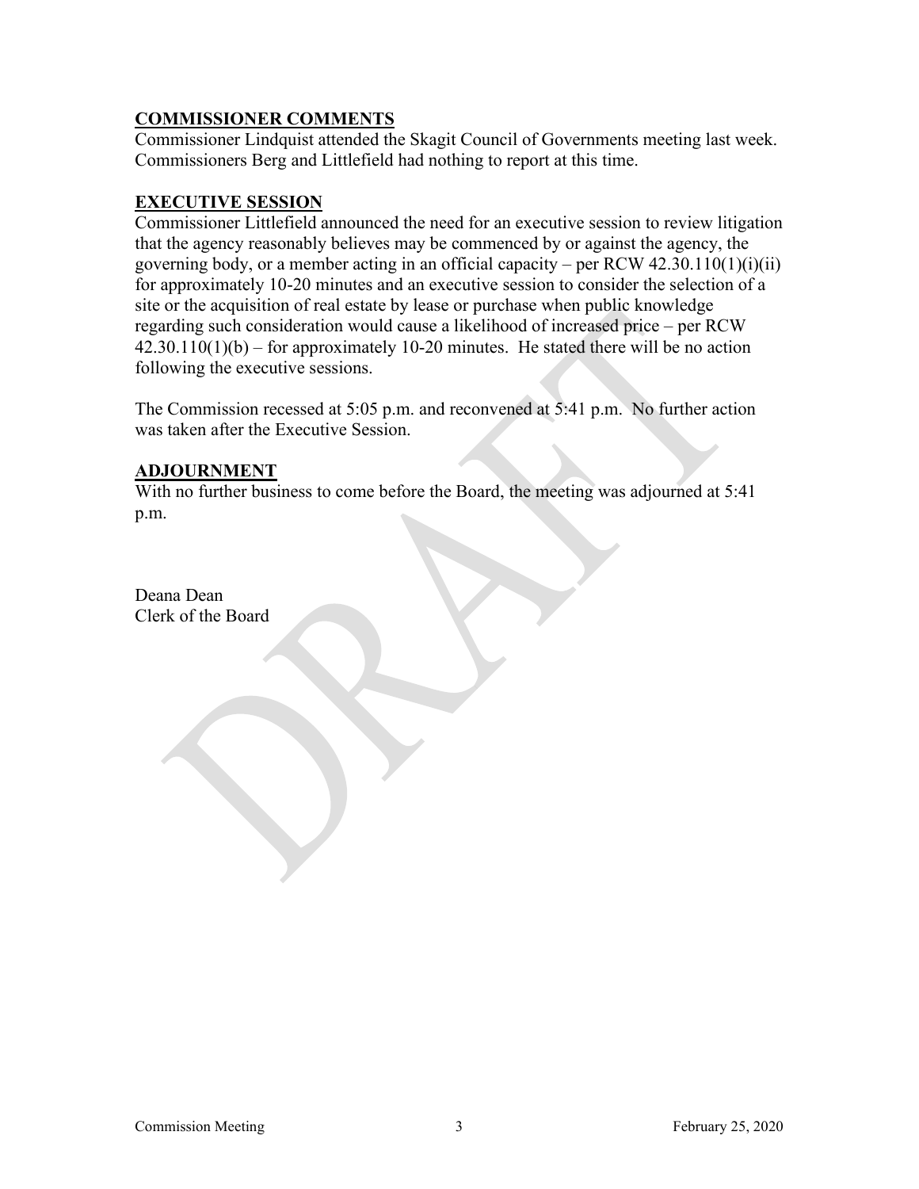**COMMISSIONER COMMENTS**

Commissioner Lindquist attended the Skagit Council of Governments meeting last week. Commissioners Berg and Littlefield had nothing to report at this time.

**EXECUTIVE SESSION**

Commissioner Littlefield announced the need for an executive session to review litigation that the agency reasonably believes may be commenced by or against the agency, the governing body, or a member acting in an official capacity – per RCW 42.30.110(1)(i)(ii) for approximately 10-20 minutes and an executive session to consider the selection of a site or the acquisition of real estate by lease or purchase when public knowledge regarding such consideration would cause a likelihood of increased price – per RCW 42.30.110(1)(b) – for approximately 10-20 minutes. He stated there will be no action following the executive sessions.

The Commission recessed at 5:05 p.m. and reconvened at 5:41 p.m. No further action was taken after the Executive Session.

**ADJOURNMENT**

With no further business to come before the Board, the meeting was adjourned at 5:41 p.m.

Deana Dean
Clerk of the Board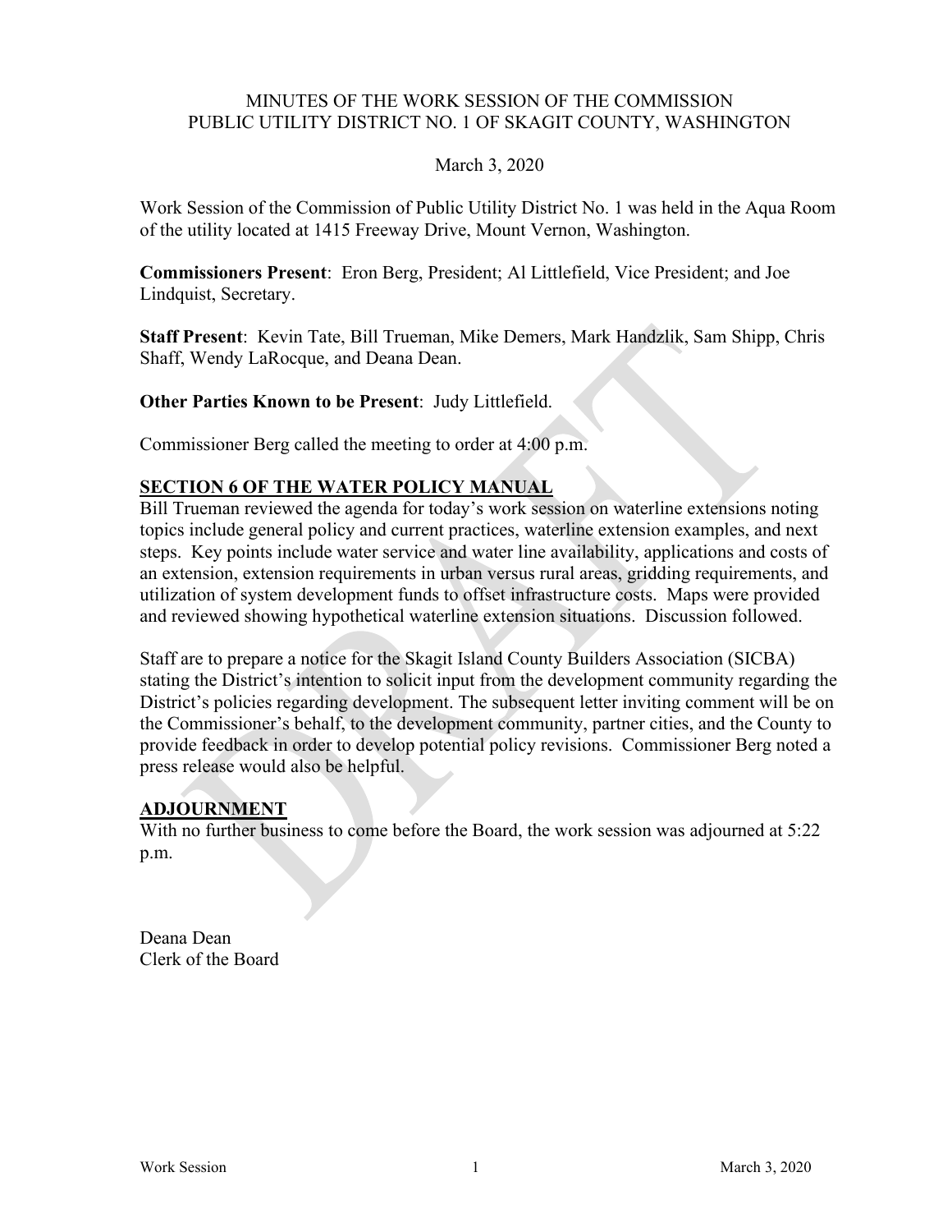MINUTES OF THE WORK SESSION OF THE COMMISSION
PUBLIC UTILITY DISTRICT NO. 1 OF SKAGIT COUNTY, WASHINGTON

March 3, 2020

Work Session of the Commission of Public Utility District No. 1 was held in the Aqua Room of the utility located at 1415 Freeway Drive, Mount Vernon, Washington.

**Commissioners Present**: Eron Berg, President; Al Littlefield, Vice President; and Joe Lindquist, Secretary.

**Staff Present**: Kevin Tate, Bill Trueman, Mike Demers, Mark Handzlik, Sam Shipp, Chris Shaff, Wendy LaRocque, and Deana Dean.

**Other Parties Known to be Present**: Judy Littlefield.

Commissioner Berg called the meeting to order at 4:00 p.m.

**SECTION 6 OF THE WATER POLICY MANUAL**

Bill Trueman reviewed the agenda for today's work session on waterline extensions noting topics include general policy and current practices, waterline extension examples, and next steps. Key points include water service and water line availability, applications and costs of an extension, extension requirements in urban versus rural areas, gridding requirements, and utilization of system development funds to offset infrastructure costs. Maps were provided and reviewed showing hypothetical waterline extension situations. Discussion followed.

Staff are to prepare a notice for the Skagit Island County Builders Association (SICBA) stating the District's intention to solicit input from the development community regarding the District's policies regarding development. The subsequent letter inviting comment will be on the Commissioner's behalf, to the development community, partner cities, and the County to provide feedback in order to develop potential policy revisions. Commissioner Berg noted a press release would also be helpful.

**ADJOURNMENT**

With no further business to come before the Board, the work session was adjourned at 5:22 p.m.

Deana Dean
Clerk of the Board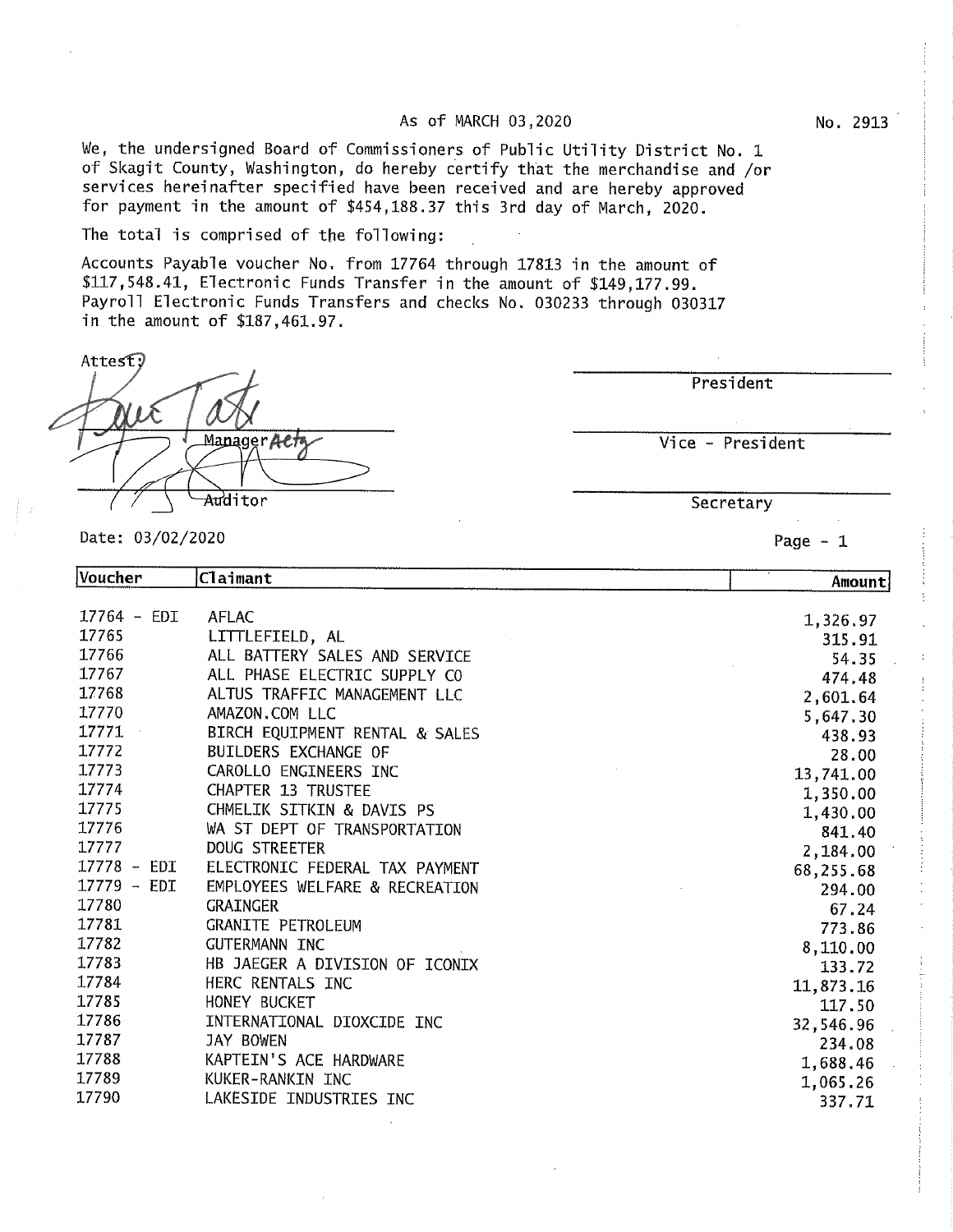As of MARCH 03,2020

No. 2913

We, the undersigned Board of Commissioners of Public Utility District No. 1 of Skagit County, Washington, do hereby certify that the merchandise and /or services hereinafter specified have been received and are hereby approved for payment in the amount of $454,188.37 this 3rd day of March, 2020.

The total is comprised of the following:

Accounts Payable voucher No. from 17764 through 17813 in the amount of $117,548.41, Electronic Funds Transfer in the amount of $149,177.99. Payroll Electronic Funds Transfers and checks No. 030233 through 030317 in the amount of $187,461.97.

Attest:

Manager Acting

Auditor

President

Vice - President

Secretary

Date: 03/02/2020

Page - 1

| Voucher | Claimant | Amount |
|---|---|---|
| 17764 - EDI | AFLAC | 1,326.97 |
| 17765 | LITTLEFIELD, AL | 315.91 |
| 17766 | ALL BATTERY SALES AND SERVICE | 54.35 |
| 17767 | ALL PHASE ELECTRIC SUPPLY CO | 474.48 |
| 17768 | ALTUS TRAFFIC MANAGEMENT LLC | 2,601.64 |
| 17770 | AMAZON.COM LLC | 5,647.30 |
| 17771 | BIRCH EQUIPMENT RENTAL & SALES | 438.93 |
| 17772 | BUILDERS EXCHANGE OF | 28.00 |
| 17773 | CAROLLO ENGINEERS INC | 13,741.00 |
| 17774 | CHAPTER 13 TRUSTEE | 1,350.00 |
| 17775 | CHMELIK SITKIN & DAVIS PS | 1,430.00 |
| 17776 | WA ST DEPT OF TRANSPORTATION | 841.40 |
| 17777 | DOUG STREETER | 2,184.00 |
| 17778 - EDI | ELECTRONIC FEDERAL TAX PAYMENT | 68,255.68 |
| 17779 - EDI | EMPLOYEES WELFARE & RECREATION | 294.00 |
| 17780 | GRAINGER | 67.24 |
| 17781 | GRANITE PETROLEUM | 773.86 |
| 17782 | GUTERMANN INC | 8,110.00 |
| 17783 | HB JAEGER A DIVISION OF ICONIX | 133.72 |
| 17784 | HERC RENTALS INC | 11,873.16 |
| 17785 | HONEY BUCKET | 117.50 |
| 17786 | INTERNATIONAL DIOXCIDE INC | 32,546.96 |
| 17787 | JAY BOWEN | 234.08 |
| 17788 | KAPTEIN'S ACE HARDWARE | 1,688.46 |
| 17789 | KUKER-RANKIN INC | 1,065.26 |
| 17790 | LAKESIDE INDUSTRIES INC | 337.71 |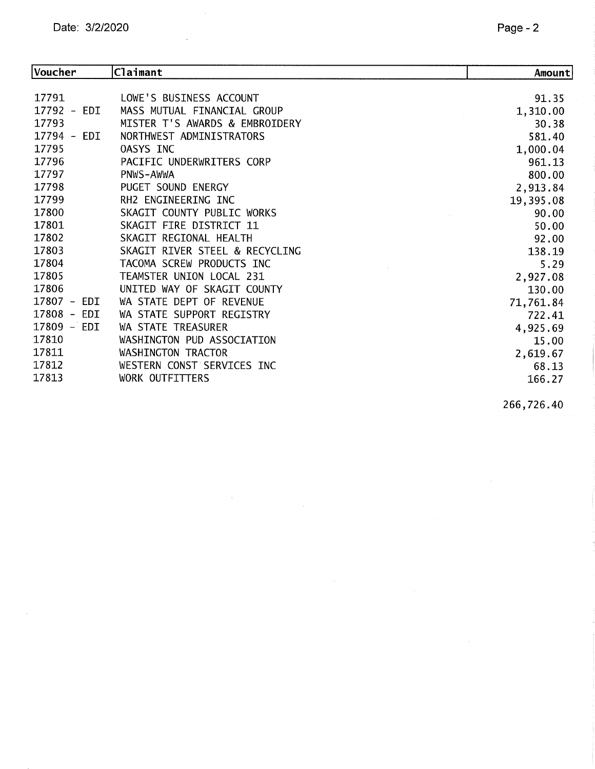Date: 3/2/2020

| Voucher | Claimant | Amount |
|---|---|---|
| 17791 | LOWE'S BUSINESS ACCOUNT | 91.35 |
| 17792 - EDI | MASS MUTUAL FINANCIAL GROUP | 1,310.00 |
| 17793 | MISTER T'S AWARDS & EMBROIDERY | 30.38 |
| 17794 - EDI | NORTHWEST ADMINISTRATORS | 581.40 |
| 17795 | OASYS INC | 1,000.04 |
| 17796 | PACIFIC UNDERWRITERS CORP | 961.13 |
| 17797 | PNWS-AWWA | 800.00 |
| 17798 | PUGET SOUND ENERGY | 2,913.84 |
| 17799 | RH2 ENGINEERING INC | 19,395.08 |
| 17800 | SKAGIT COUNTY PUBLIC WORKS | 90.00 |
| 17801 | SKAGIT FIRE DISTRICT 11 | 50.00 |
| 17802 | SKAGIT REGIONAL HEALTH | 92.00 |
| 17803 | SKAGIT RIVER STEEL & RECYCLING | 138.19 |
| 17804 | TACOMA SCREW PRODUCTS INC | 5.29 |
| 17805 | TEAMSTER UNION LOCAL 231 | 2,927.08 |
| 17806 | UNITED WAY OF SKAGIT COUNTY | 130.00 |
| 17807 - EDI | WA STATE DEPT OF REVENUE | 71,761.84 |
| 17808 - EDI | WA STATE SUPPORT REGISTRY | 722.41 |
| 17809 - EDI | WA STATE TREASURER | 4,925.69 |
| 17810 | WASHINGTON PUD ASSOCIATION | 15.00 |
| 17811 | WASHINGTON TRACTOR | 2,619.67 |
| 17812 | WESTERN CONST SERVICES INC | 68.13 |
| 17813 | WORK OUTFITTERS | 166.27 |
| | | 266,726.40 |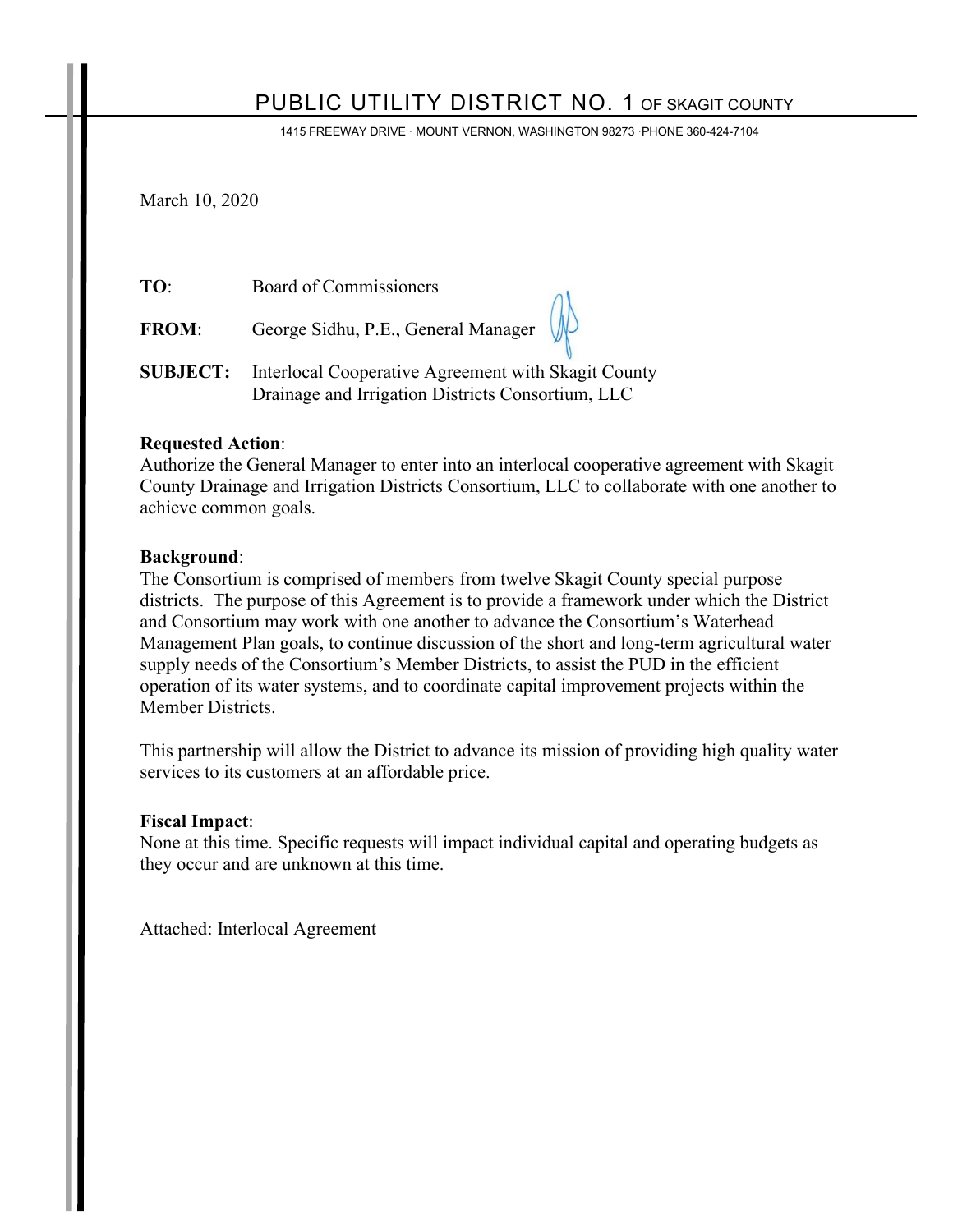# PUBLIC UTILITY DISTRICT NO. 1 OF SKAGIT COUNTY

1415 FREEWAY DRIVE · MOUNT VERNON, WASHINGTON 98273 ·PHONE 360-424-7104

March 10, 2020

**TO**: Board of Commissioners

**FROM**: George Sidhu, P.E., General Manager

**SUBJECT:** Interlocal Cooperative Agreement with Skagit County Drainage and Irrigation Districts Consortium, LLC

**Requested Action**:
Authorize the General Manager to enter into an interlocal cooperative agreement with Skagit County Drainage and Irrigation Districts Consortium, LLC to collaborate with one another to achieve common goals.

**Background**:
The Consortium is comprised of members from twelve Skagit County special purpose districts. The purpose of this Agreement is to provide a framework under which the District and Consortium may work with one another to advance the Consortium's Waterhead Management Plan goals, to continue discussion of the short and long-term agricultural water supply needs of the Consortium's Member Districts, to assist the PUD in the efficient operation of its water systems, and to coordinate capital improvement projects within the Member Districts.

This partnership will allow the District to advance its mission of providing high quality water services to its customers at an affordable price.

**Fiscal Impact**:
None at this time. Specific requests will impact individual capital and operating budgets as they occur and are unknown at this time.

Attached: Interlocal Agreement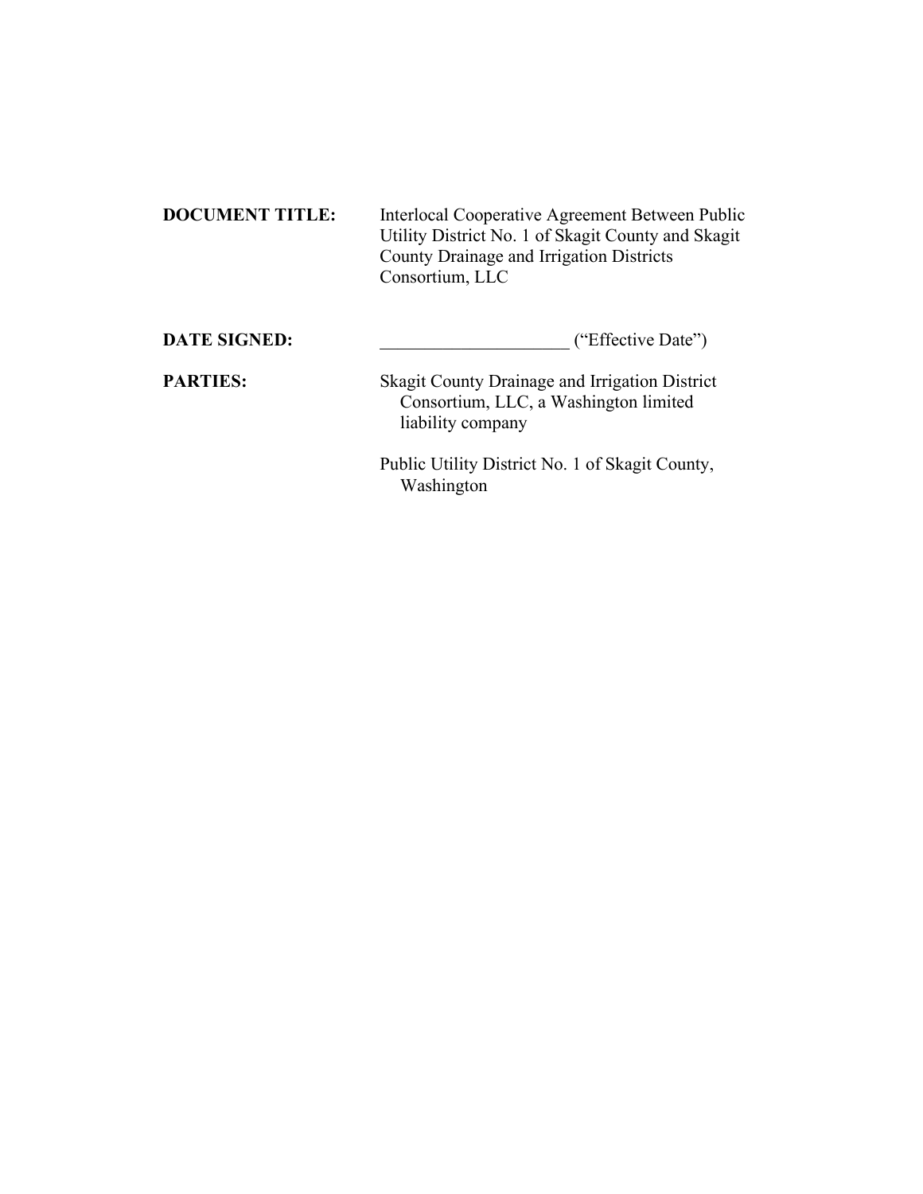**DOCUMENT TITLE:** Interlocal Cooperative Agreement Between Public Utility District No. 1 of Skagit County and Skagit County Drainage and Irrigation Districts Consortium, LLC

**DATE SIGNED:** _____________________ ("Effective Date")

**PARTIES:** Skagit County Drainage and Irrigation District Consortium, LLC, a Washington limited liability company

Public Utility District No. 1 of Skagit County, Washington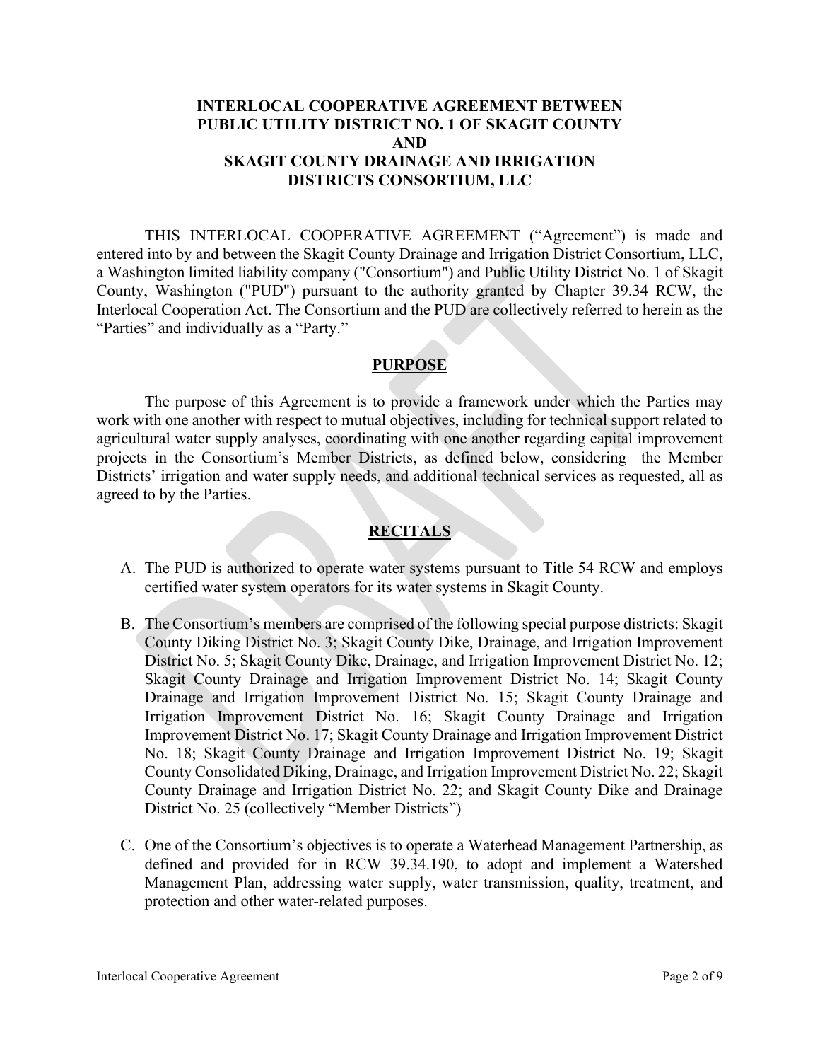# INTERLOCAL COOPERATIVE AGREEMENT BETWEEN PUBLIC UTILITY DISTRICT NO. 1 OF SKAGIT COUNTY AND SKAGIT COUNTY DRAINAGE AND IRRIGATION DISTRICTS CONSORTIUM, LLC

THIS INTERLOCAL COOPERATIVE AGREEMENT ("Agreement") is made and entered into by and between the Skagit County Drainage and Irrigation District Consortium, LLC, a Washington limited liability company ("Consortium") and Public Utility District No. 1 of Skagit County, Washington ("PUD") pursuant to the authority granted by Chapter 39.34 RCW, the Interlocal Cooperation Act. The Consortium and the PUD are collectively referred to herein as the "Parties" and individually as a "Party."

## PURPOSE

The purpose of this Agreement is to provide a framework under which the Parties may work with one another with respect to mutual objectives, including for technical support related to agricultural water supply analyses, coordinating with one another regarding capital improvement projects in the Consortium's Member Districts, as defined below, considering the Member Districts' irrigation and water supply needs, and additional technical services as requested, all as agreed to by the Parties.

## RECITALS

A. The PUD is authorized to operate water systems pursuant to Title 54 RCW and employs certified water system operators for its water systems in Skagit County.

B. The Consortium's members are comprised of the following special purpose districts: Skagit County Diking District No. 3; Skagit County Dike, Drainage, and Irrigation Improvement District No. 5; Skagit County Dike, Drainage, and Irrigation Improvement District No. 12; Skagit County Drainage and Irrigation Improvement District No. 14; Skagit County Drainage and Irrigation Improvement District No. 15; Skagit County Drainage and Irrigation Improvement District No. 16; Skagit County Drainage and Irrigation Improvement District No. 17; Skagit County Drainage and Irrigation Improvement District No. 18; Skagit County Drainage and Irrigation Improvement District No. 19; Skagit County Consolidated Diking, Drainage, and Irrigation Improvement District No. 22; Skagit County Drainage and Irrigation District No. 22; and Skagit County Dike and Drainage District No. 25 (collectively "Member Districts")

C. One of the Consortium's objectives is to operate a Waterhead Management Partnership, as defined and provided for in RCW 39.34.190, to adopt and implement a Watershed Management Plan, addressing water supply, water transmission, quality, treatment, and protection and other water-related purposes.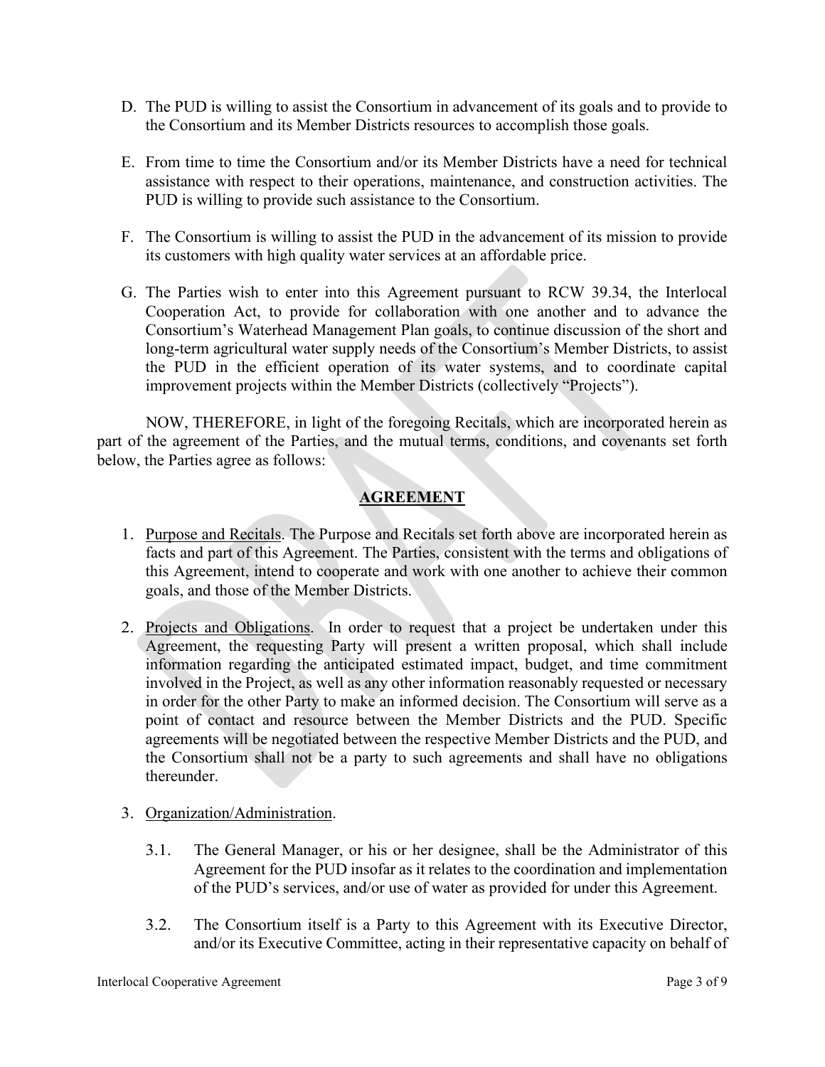D. The PUD is willing to assist the Consortium in advancement of its goals and to provide to the Consortium and its Member Districts resources to accomplish those goals.

E. From time to time the Consortium and/or its Member Districts have a need for technical assistance with respect to their operations, maintenance, and construction activities. The PUD is willing to provide such assistance to the Consortium.

F. The Consortium is willing to assist the PUD in the advancement of its mission to provide its customers with high quality water services at an affordable price.

G. The Parties wish to enter into this Agreement pursuant to RCW 39.34, the Interlocal Cooperation Act, to provide for collaboration with one another and to advance the Consortium's Waterhead Management Plan goals, to continue discussion of the short and long-term agricultural water supply needs of the Consortium's Member Districts, to assist the PUD in the efficient operation of its water systems, and to coordinate capital improvement projects within the Member Districts (collectively "Projects").

NOW, THEREFORE, in light of the foregoing Recitals, which are incorporated herein as part of the agreement of the Parties, and the mutual terms, conditions, and covenants set forth below, the Parties agree as follows:

## AGREEMENT

1. Purpose and Recitals. The Purpose and Recitals set forth above are incorporated herein as facts and part of this Agreement. The Parties, consistent with the terms and obligations of this Agreement, intend to cooperate and work with one another to achieve their common goals, and those of the Member Districts.

2. Projects and Obligations. In order to request that a project be undertaken under this Agreement, the requesting Party will present a written proposal, which shall include information regarding the anticipated estimated impact, budget, and time commitment involved in the Project, as well as any other information reasonably requested or necessary in order for the other Party to make an informed decision. The Consortium will serve as a point of contact and resource between the Member Districts and the PUD. Specific agreements will be negotiated between the respective Member Districts and the PUD, and the Consortium shall not be a party to such agreements and shall have no obligations thereunder.

3. Organization/Administration.

   3.1. The General Manager, or his or her designee, shall be the Administrator of this Agreement for the PUD insofar as it relates to the coordination and implementation of the PUD's services, and/or use of water as provided for under this Agreement.

   3.2. The Consortium itself is a Party to this Agreement with its Executive Director, and/or its Executive Committee, acting in their representative capacity on behalf of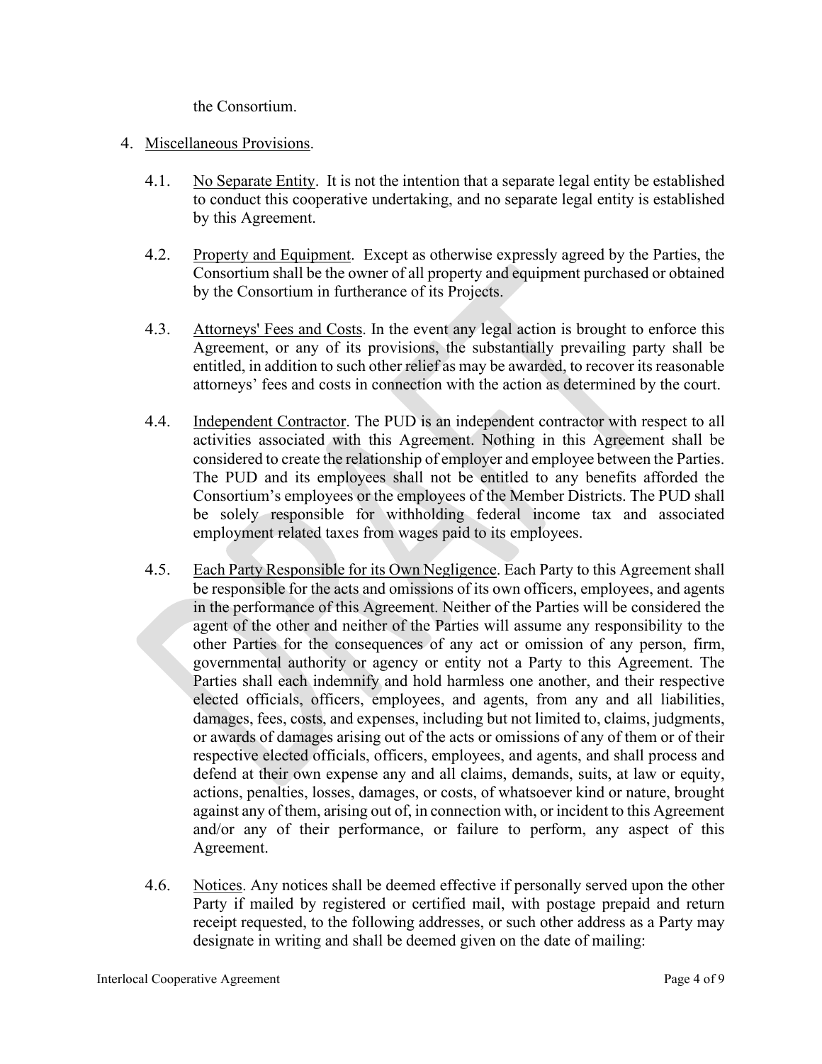the Consortium.

4. Miscellaneous Provisions.

   4.1. No Separate Entity. It is not the intention that a separate legal entity be established to conduct this cooperative undertaking, and no separate legal entity is established by this Agreement.

   4.2. Property and Equipment. Except as otherwise expressly agreed by the Parties, the Consortium shall be the owner of all property and equipment purchased or obtained by the Consortium in furtherance of its Projects.

   4.3. Attorneys' Fees and Costs. In the event any legal action is brought to enforce this Agreement, or any of its provisions, the substantially prevailing party shall be entitled, in addition to such other relief as may be awarded, to recover its reasonable attorneys' fees and costs in connection with the action as determined by the court.

   4.4. Independent Contractor. The PUD is an independent contractor with respect to all activities associated with this Agreement. Nothing in this Agreement shall be considered to create the relationship of employer and employee between the Parties. The PUD and its employees shall not be entitled to any benefits afforded the Consortium's employees or the employees of the Member Districts. The PUD shall be solely responsible for withholding federal income tax and associated employment related taxes from wages paid to its employees.

   4.5. Each Party Responsible for its Own Negligence. Each Party to this Agreement shall be responsible for the acts and omissions of its own officers, employees, and agents in the performance of this Agreement. Neither of the Parties will be considered the agent of the other and neither of the Parties will assume any responsibility to the other Parties for the consequences of any act or omission of any person, firm, governmental authority or agency or entity not a Party to this Agreement. The Parties shall each indemnify and hold harmless one another, and their respective elected officials, officers, employees, and agents, from any and all liabilities, damages, fees, costs, and expenses, including but not limited to, claims, judgments, or awards of damages arising out of the acts or omissions of any of them or of their respective elected officials, officers, employees, and agents, and shall process and defend at their own expense any and all claims, demands, suits, at law or equity, actions, penalties, losses, damages, or costs, of whatsoever kind or nature, brought against any of them, arising out of, in connection with, or incident to this Agreement and/or any of their performance, or failure to perform, any aspect of this Agreement.

   4.6. Notices. Any notices shall be deemed effective if personally served upon the other Party if mailed by registered or certified mail, with postage prepaid and return receipt requested, to the following addresses, or such other address as a Party may designate in writing and shall be deemed given on the date of mailing: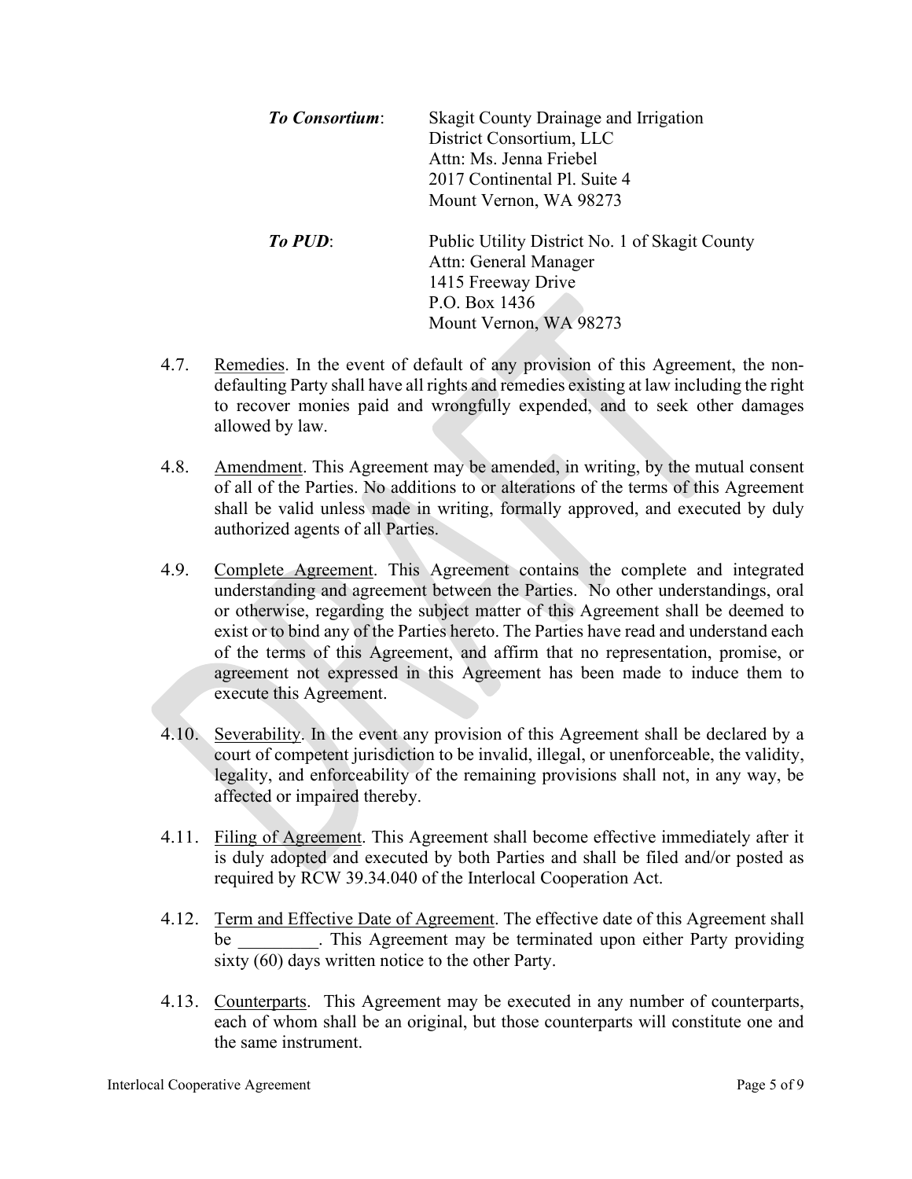***To Consortium***: Skagit County Drainage and Irrigation District Consortium, LLC
Attn: Ms. Jenna Friebel
2017 Continental Pl. Suite 4
Mount Vernon, WA 98273

***To PUD***: Public Utility District No. 1 of Skagit County
Attn: General Manager
1415 Freeway Drive
P.O. Box 1436
Mount Vernon, WA 98273

4.7. Remedies. In the event of default of any provision of this Agreement, the non-defaulting Party shall have all rights and remedies existing at law including the right to recover monies paid and wrongfully expended, and to seek other damages allowed by law.

4.8. Amendment. This Agreement may be amended, in writing, by the mutual consent of all of the Parties. No additions to or alterations of the terms of this Agreement shall be valid unless made in writing, formally approved, and executed by duly authorized agents of all Parties.

4.9. Complete Agreement. This Agreement contains the complete and integrated understanding and agreement between the Parties. No other understandings, oral or otherwise, regarding the subject matter of this Agreement shall be deemed to exist or to bind any of the Parties hereto. The Parties have read and understand each of the terms of this Agreement, and affirm that no representation, promise, or agreement not expressed in this Agreement has been made to induce them to execute this Agreement.

4.10. Severability. In the event any provision of this Agreement shall be declared by a court of competent jurisdiction to be invalid, illegal, or unenforceable, the validity, legality, and enforceability of the remaining provisions shall not, in any way, be affected or impaired thereby.

4.11. Filing of Agreement. This Agreement shall become effective immediately after it is duly adopted and executed by both Parties and shall be filed and/or posted as required by RCW 39.34.040 of the Interlocal Cooperation Act.

4.12. Term and Effective Date of Agreement. The effective date of this Agreement shall be _________. This Agreement may be terminated upon either Party providing sixty (60) days written notice to the other Party.

4.13. Counterparts. This Agreement may be executed in any number of counterparts, each of whom shall be an original, but those counterparts will constitute one and the same instrument.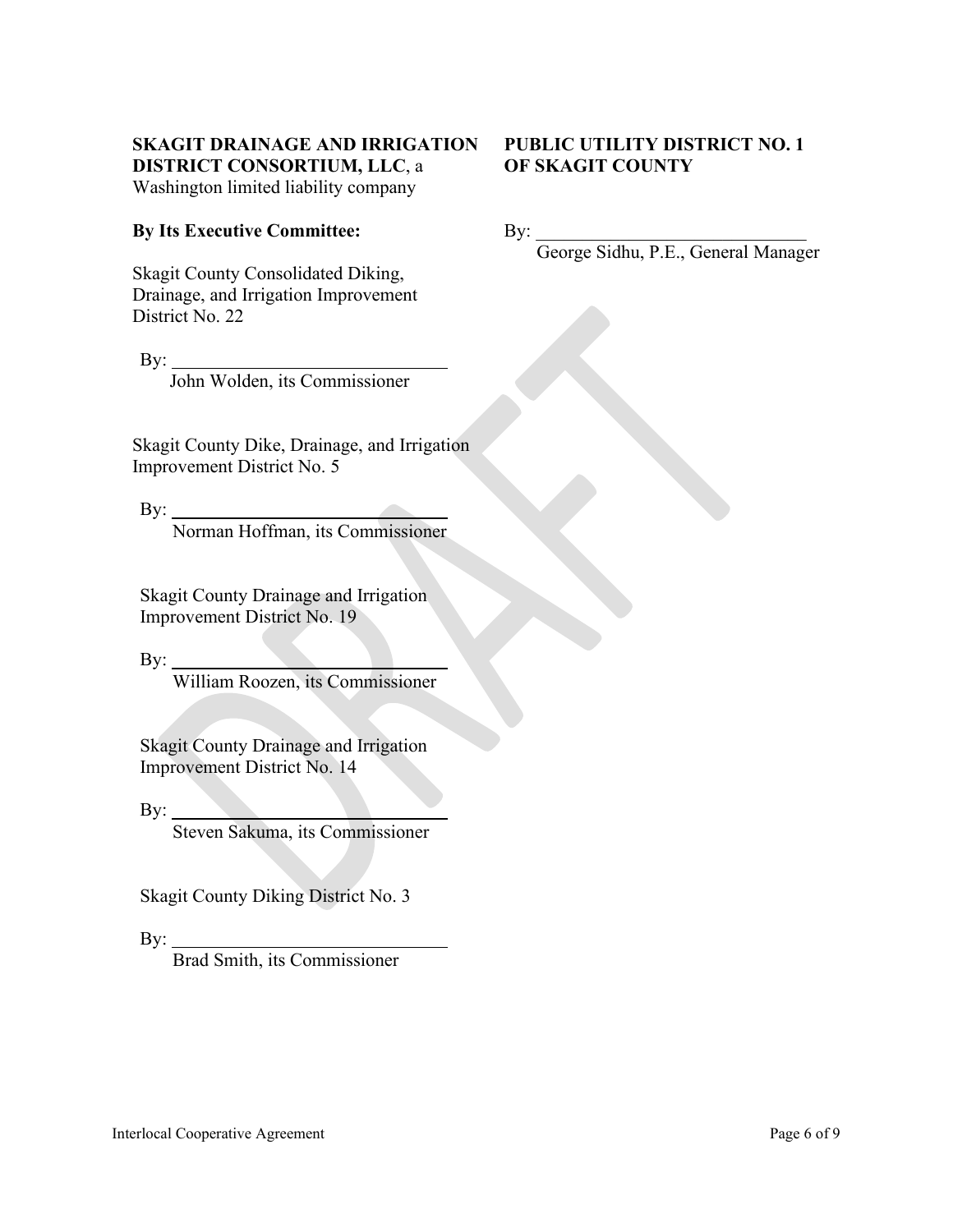**SKAGIT DRAINAGE AND IRRIGATION DISTRICT CONSORTIUM, LLC**, a Washington limited liability company

**By Its Executive Committee:**

Skagit County Consolidated Diking, Drainage, and Irrigation Improvement District No. 22

By: ______________________________
John Wolden, its Commissioner

Skagit County Dike, Drainage, and Irrigation Improvement District No. 5

By: ______________________________
Norman Hoffman, its Commissioner

Skagit County Drainage and Irrigation Improvement District No. 19

By: ______________________________
William Roozen, its Commissioner

Skagit County Drainage and Irrigation Improvement District No. 14

By: ______________________________
Steven Sakuma, its Commissioner

Skagit County Diking District No. 3

By: ______________________________
Brad Smith, its Commissioner

**PUBLIC UTILITY DISTRICT NO. 1 OF SKAGIT COUNTY**

By: ______________________________
George Sidhu, P.E., General Manager

DRAFT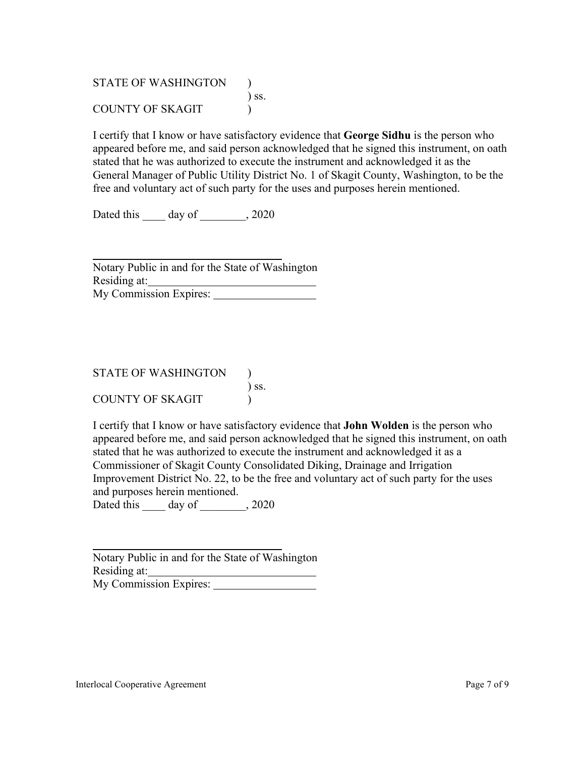STATE OF WASHINGTON )
) ss.
COUNTY OF SKAGIT )

I certify that I know or have satisfactory evidence that **George Sidhu** is the person who appeared before me, and said person acknowledged that he signed this instrument, on oath stated that he was authorized to execute the instrument and acknowledged it as the General Manager of Public Utility District No. 1 of Skagit County, Washington, to be the free and voluntary act of such party for the uses and purposes herein mentioned.

Dated this ____ day of ________, 2020

_________________________________
Notary Public in and for the State of Washington
Residing at:_____________________________
My Commission Expires: __________________

STATE OF WASHINGTON )
) ss.
COUNTY OF SKAGIT )

I certify that I know or have satisfactory evidence that **John Wolden** is the person who appeared before me, and said person acknowledged that he signed this instrument, on oath stated that he was authorized to execute the instrument and acknowledged it as a Commissioner of Skagit County Consolidated Diking, Drainage and Irrigation Improvement District No. 22, to be the free and voluntary act of such party for the uses and purposes herein mentioned.
Dated this ____ day of ________, 2020

_________________________________
Notary Public in and for the State of Washington
Residing at:_____________________________
My Commission Expires: __________________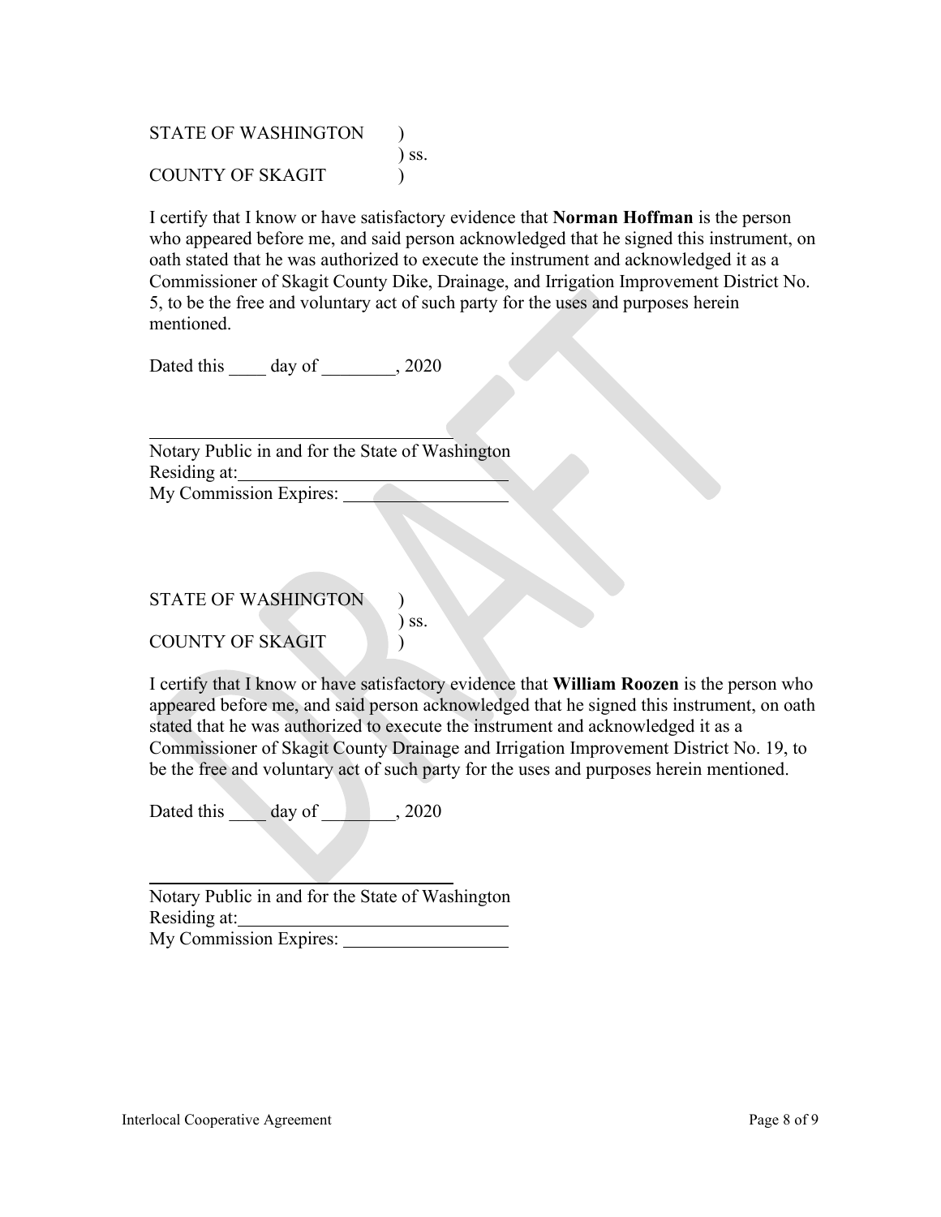STATE OF WASHINGTON )
) ss.
COUNTY OF SKAGIT )

I certify that I know or have satisfactory evidence that **Norman Hoffman** is the person who appeared before me, and said person acknowledged that he signed this instrument, on oath stated that he was authorized to execute the instrument and acknowledged it as a Commissioner of Skagit County Dike, Drainage, and Irrigation Improvement District No. 5, to be the free and voluntary act of such party for the uses and purposes herein mentioned.

Dated this ____ day of ________, 2020

\_\_\_\_\_\_\_\_\_\_\_\_\_\_\_\_\_\_\_\_\_\_\_\_\_\_\_\_\_\_\_\_\_\_
Notary Public in and for the State of Washington
Residing at: \_\_\_\_\_\_\_\_\_\_\_\_\_\_\_\_\_\_\_\_\_\_\_\_\_\_\_\_
My Commission Expires: \_\_\_\_\_\_\_\_\_\_\_\_\_\_\_\_\_\_

STATE OF WASHINGTON )
) ss.
COUNTY OF SKAGIT )

I certify that I know or have satisfactory evidence that **William Roozen** is the person who appeared before me, and said person acknowledged that he signed this instrument, on oath stated that he was authorized to execute the instrument and acknowledged it as a Commissioner of Skagit County Drainage and Irrigation Improvement District No. 19, to be the free and voluntary act of such party for the uses and purposes herein mentioned.

Dated this ____ day of ________, 2020

\_\_\_\_\_\_\_\_\_\_\_\_\_\_\_\_\_\_\_\_\_\_\_\_\_\_\_\_\_\_\_\_\_\_
Notary Public in and for the State of Washington
Residing at: \_\_\_\_\_\_\_\_\_\_\_\_\_\_\_\_\_\_\_\_\_\_\_\_\_\_\_\_
My Commission Expires: \_\_\_\_\_\_\_\_\_\_\_\_\_\_\_\_\_\_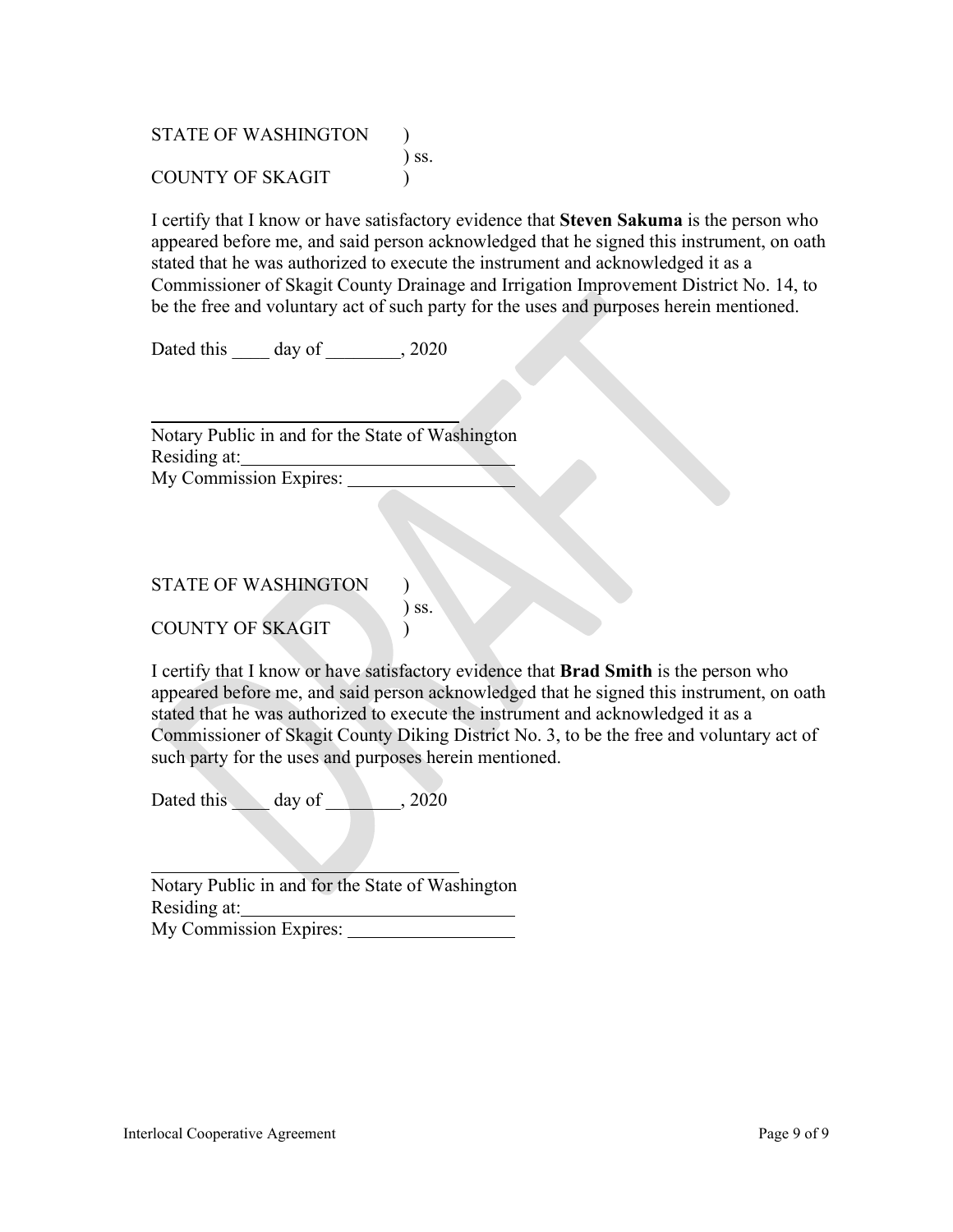STATE OF WASHINGTON )
) ss.
COUNTY OF SKAGIT )

I certify that I know or have satisfactory evidence that **Steven Sakuma** is the person who appeared before me, and said person acknowledged that he signed this instrument, on oath stated that he was authorized to execute the instrument and acknowledged it as a Commissioner of Skagit County Drainage and Irrigation Improvement District No. 14, to be the free and voluntary act of such party for the uses and purposes herein mentioned.

Dated this ____ day of ________, 2020

___________________________________
Notary Public in and for the State of Washington
Residing at: ______________________________
My Commission Expires: __________________

STATE OF WASHINGTON )
) ss.
COUNTY OF SKAGIT )

I certify that I know or have satisfactory evidence that **Brad Smith** is the person who appeared before me, and said person acknowledged that he signed this instrument, on oath stated that he was authorized to execute the instrument and acknowledged it as a Commissioner of Skagit County Diking District No. 3, to be the free and voluntary act of such party for the uses and purposes herein mentioned.

Dated this ____ day of ________, 2020

___________________________________
Notary Public in and for the State of Washington
Residing at: ______________________________
My Commission Expires: __________________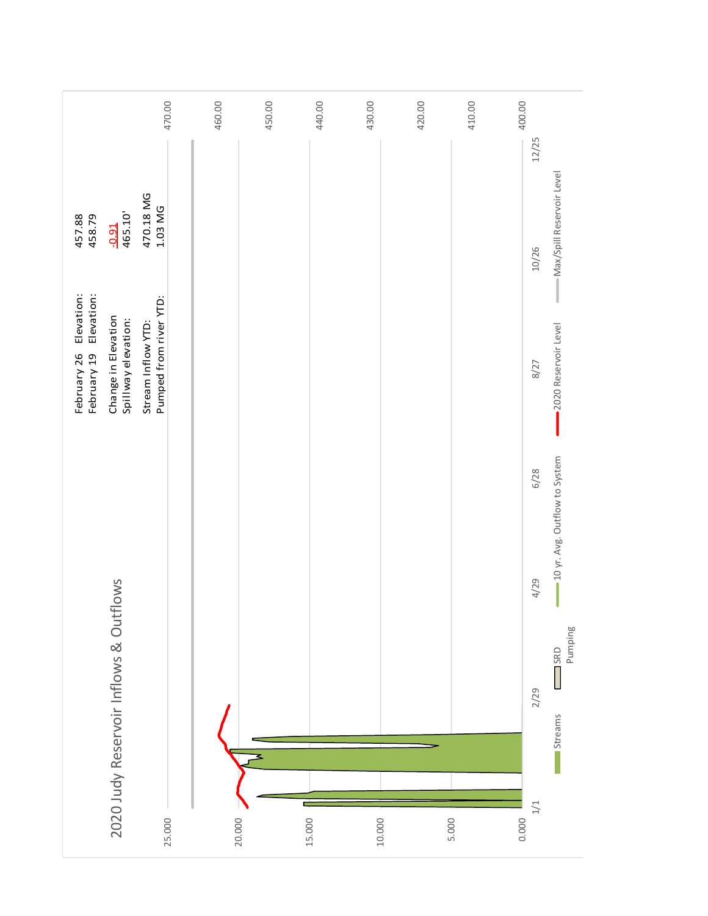# 2020 Judy Reservoir Inflows & Outflows

February 26 Elevation: 457.88
February 19 Elevation: 458.79

Change in Elevation -0.91
Spillway elevation: 465.10'

Stream Inflow YTD: 470.18 MG
Pumped from river YTD: 1.03 MG

25.000
20.000
15.000
10.000
5.000
0.000

470.00
460.00
450.00
440.00
430.00
420.00
410.00
400.00

1/1
2/29
4/29
6/28
8/27
10/26
12/25

Streams
SRD Pumping
10 yr. Avg. Outflow to System
2020 Reservoir Level
Max/Spill Reservoir Level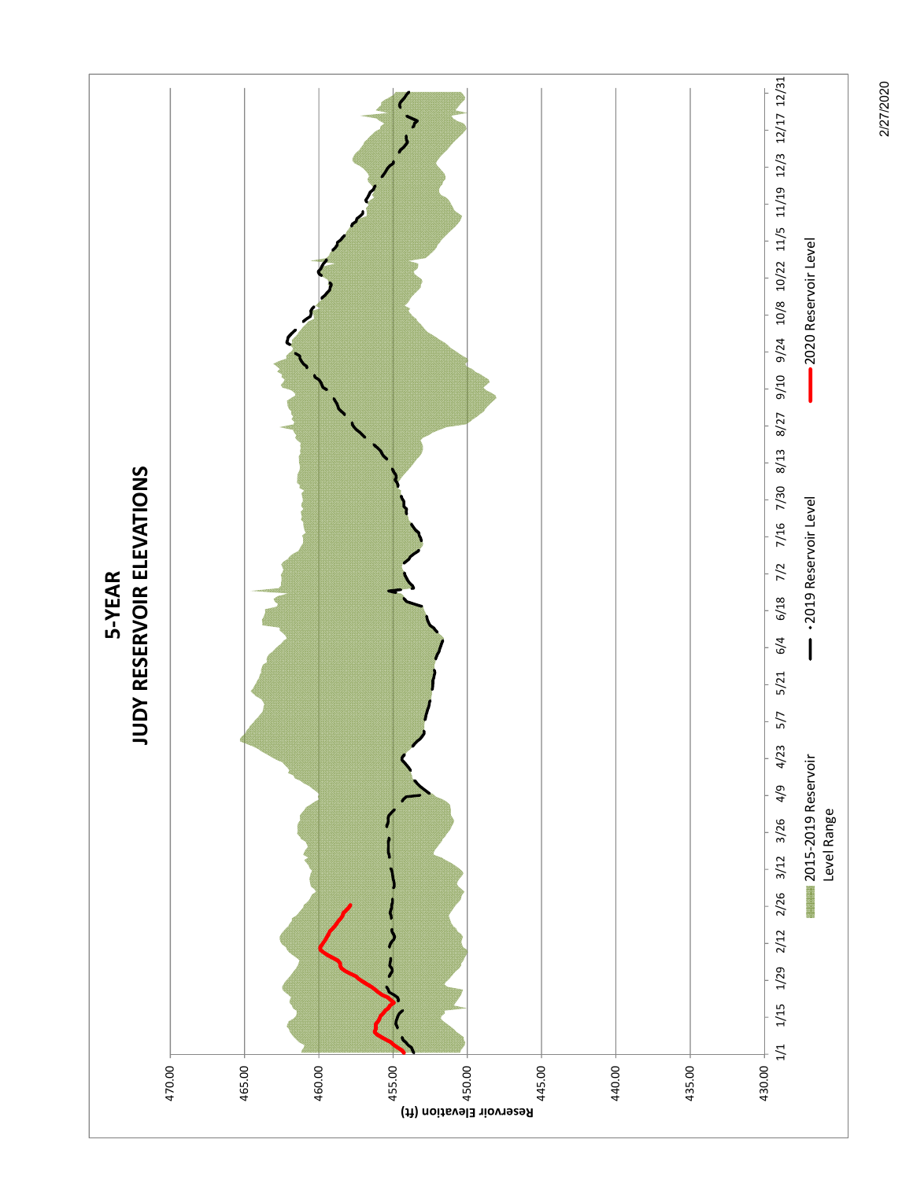# 5-YEAR
# JUDY RESERVOIR ELEVATIONS

Reservoir Elevation (ft)

470.00
465.00
460.00
455.00
450.00
445.00
440.00
435.00
430.00

1/1 1/15 1/29 2/12 2/26 3/12 3/26 4/9 4/23 5/7 5/21 6/4 6/18 7/2 7/16 7/30 8/13 8/27 9/10 9/24 10/8 10/22 11/5 11/19 12/3 12/17 12/31

2015-2019 Reservoir Level Range

2019 Reservoir Level

2020 Reservoir Level

2/27/2020